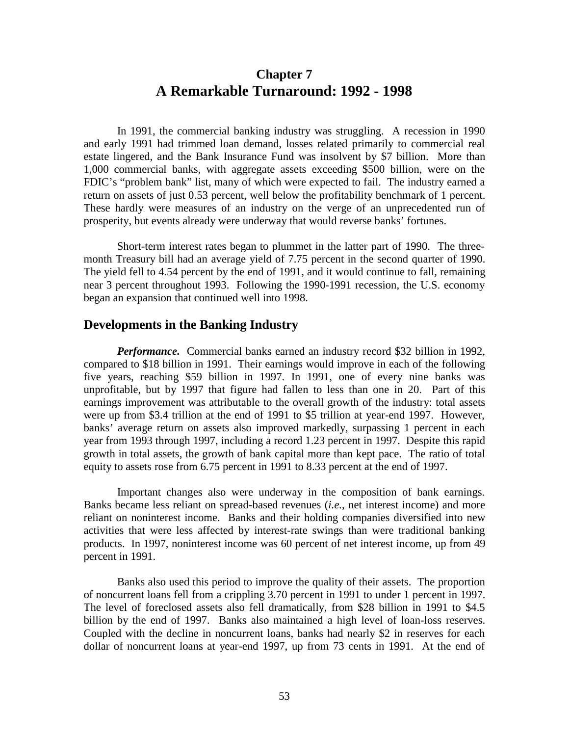# Chapter 7
# A Remarkable Turnaround: 1992 - 1998

In 1991, the commercial banking industry was struggling. A recession in 1990 and early 1991 had trimmed loan demand, losses related primarily to commercial real estate lingered, and the Bank Insurance Fund was insolvent by $7 billion. More than 1,000 commercial banks, with aggregate assets exceeding $500 billion, were on the FDIC's "problem bank" list, many of which were expected to fail. The industry earned a return on assets of just 0.53 percent, well below the profitability benchmark of 1 percent. These hardly were measures of an industry on the verge of an unprecedented run of prosperity, but events already were underway that would reverse banks' fortunes.

Short-term interest rates began to plummet in the latter part of 1990. The three-month Treasury bill had an average yield of 7.75 percent in the second quarter of 1990. The yield fell to 4.54 percent by the end of 1991, and it would continue to fall, remaining near 3 percent throughout 1993. Following the 1990-1991 recession, the U.S. economy began an expansion that continued well into 1998.

## Developments in the Banking Industry

***Performance.*** Commercial banks earned an industry record $32 billion in 1992, compared to $18 billion in 1991. Their earnings would improve in each of the following five years, reaching $59 billion in 1997. In 1991, one of every nine banks was unprofitable, but by 1997 that figure had fallen to less than one in 20. Part of this earnings improvement was attributable to the overall growth of the industry: total assets were up from $3.4 trillion at the end of 1991 to $5 trillion at year-end 1997. However, banks' average return on assets also improved markedly, surpassing 1 percent in each year from 1993 through 1997, including a record 1.23 percent in 1997. Despite this rapid growth in total assets, the growth of bank capital more than kept pace. The ratio of total equity to assets rose from 6.75 percent in 1991 to 8.33 percent at the end of 1997.

Important changes also were underway in the composition of bank earnings. Banks became less reliant on spread-based revenues (*i.e.*, net interest income) and more reliant on noninterest income. Banks and their holding companies diversified into new activities that were less affected by interest-rate swings than were traditional banking products. In 1997, noninterest income was 60 percent of net interest income, up from 49 percent in 1991.

Banks also used this period to improve the quality of their assets. The proportion of noncurrent loans fell from a crippling 3.70 percent in 1991 to under 1 percent in 1997. The level of foreclosed assets also fell dramatically, from $28 billion in 1991 to $4.5 billion by the end of 1997. Banks also maintained a high level of loan-loss reserves. Coupled with the decline in noncurrent loans, banks had nearly $2 in reserves for each dollar of noncurrent loans at year-end 1997, up from 73 cents in 1991. At the end of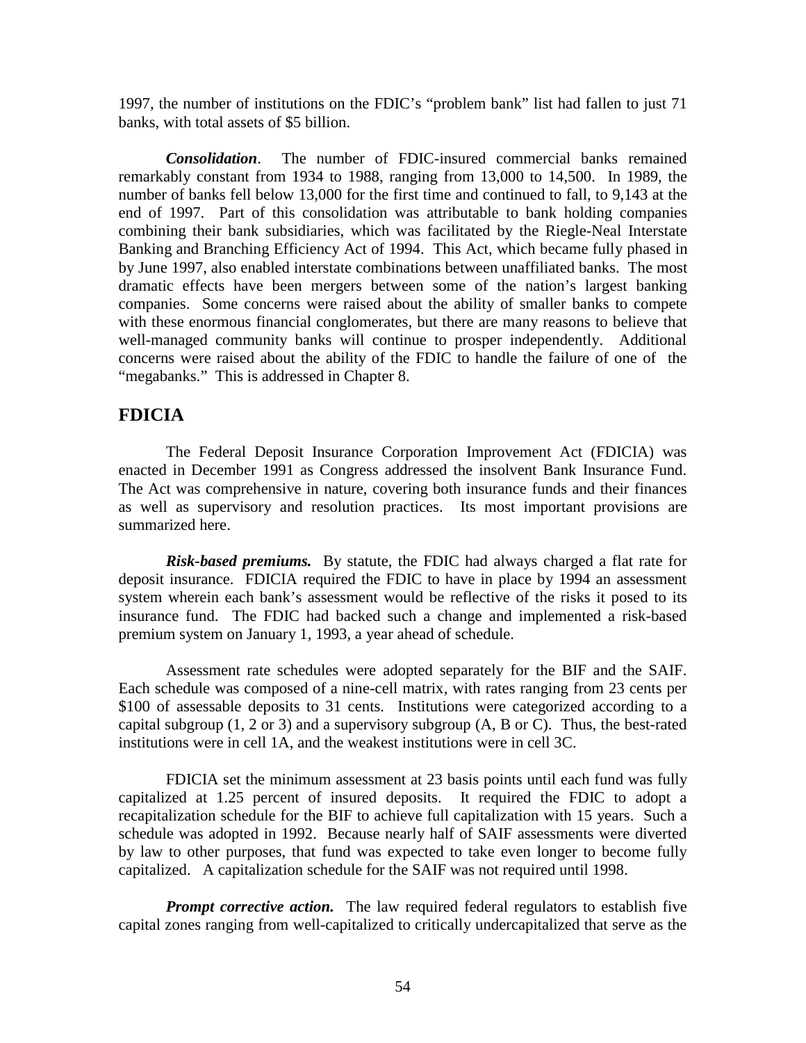1997, the number of institutions on the FDIC's "problem bank" list had fallen to just 71 banks, with total assets of $5 billion.

***Consolidation***. The number of FDIC-insured commercial banks remained remarkably constant from 1934 to 1988, ranging from 13,000 to 14,500. In 1989, the number of banks fell below 13,000 for the first time and continued to fall, to 9,143 at the end of 1997. Part of this consolidation was attributable to bank holding companies combining their bank subsidiaries, which was facilitated by the Riegle-Neal Interstate Banking and Branching Efficiency Act of 1994. This Act, which became fully phased in by June 1997, also enabled interstate combinations between unaffiliated banks. The most dramatic effects have been mergers between some of the nation's largest banking companies. Some concerns were raised about the ability of smaller banks to compete with these enormous financial conglomerates, but there are many reasons to believe that well-managed community banks will continue to prosper independently. Additional concerns were raised about the ability of the FDIC to handle the failure of one of the "megabanks." This is addressed in Chapter 8.

## FDICIA

The Federal Deposit Insurance Corporation Improvement Act (FDICIA) was enacted in December 1991 as Congress addressed the insolvent Bank Insurance Fund. The Act was comprehensive in nature, covering both insurance funds and their finances as well as supervisory and resolution practices. Its most important provisions are summarized here.

***Risk-based premiums.*** By statute, the FDIC had always charged a flat rate for deposit insurance. FDICIA required the FDIC to have in place by 1994 an assessment system wherein each bank's assessment would be reflective of the risks it posed to its insurance fund. The FDIC had backed such a change and implemented a risk-based premium system on January 1, 1993, a year ahead of schedule.

Assessment rate schedules were adopted separately for the BIF and the SAIF. Each schedule was composed of a nine-cell matrix, with rates ranging from 23 cents per $100 of assessable deposits to 31 cents. Institutions were categorized according to a capital subgroup (1, 2 or 3) and a supervisory subgroup (A, B or C). Thus, the best-rated institutions were in cell 1A, and the weakest institutions were in cell 3C.

FDICIA set the minimum assessment at 23 basis points until each fund was fully capitalized at 1.25 percent of insured deposits. It required the FDIC to adopt a recapitalization schedule for the BIF to achieve full capitalization with 15 years. Such a schedule was adopted in 1992. Because nearly half of SAIF assessments were diverted by law to other purposes, that fund was expected to take even longer to become fully capitalized. A capitalization schedule for the SAIF was not required until 1998.

***Prompt corrective action.*** The law required federal regulators to establish five capital zones ranging from well-capitalized to critically undercapitalized that serve as the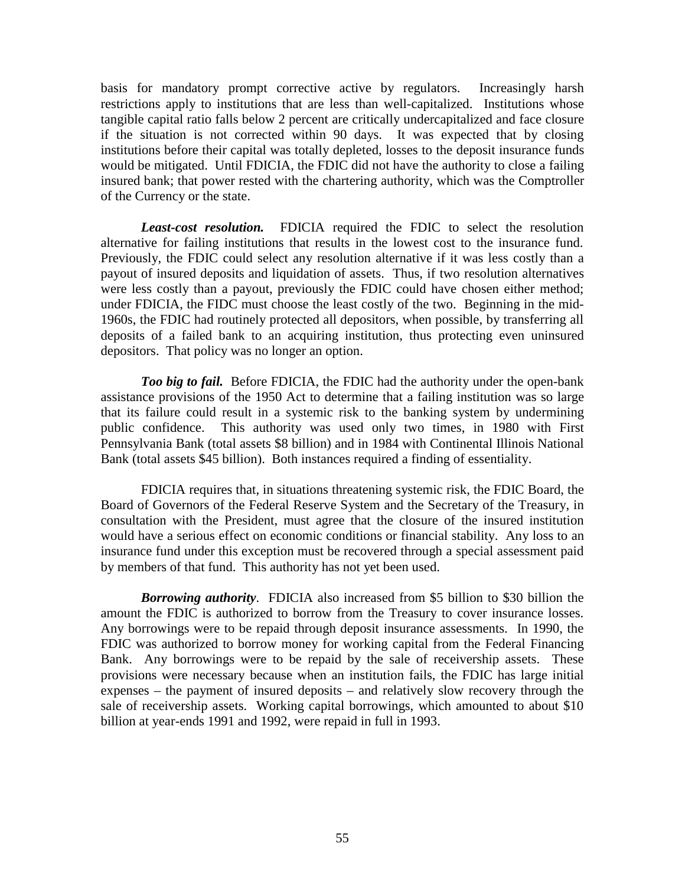basis for mandatory prompt corrective active by regulators. Increasingly harsh restrictions apply to institutions that are less than well-capitalized. Institutions whose tangible capital ratio falls below 2 percent are critically undercapitalized and face closure if the situation is not corrected within 90 days. It was expected that by closing institutions before their capital was totally depleted, losses to the deposit insurance funds would be mitigated. Until FDICIA, the FDIC did not have the authority to close a failing insured bank; that power rested with the chartering authority, which was the Comptroller of the Currency or the state.

***Least-cost resolution.*** FDICIA required the FDIC to select the resolution alternative for failing institutions that results in the lowest cost to the insurance fund. Previously, the FDIC could select any resolution alternative if it was less costly than a payout of insured deposits and liquidation of assets. Thus, if two resolution alternatives were less costly than a payout, previously the FDIC could have chosen either method; under FDICIA, the FIDC must choose the least costly of the two. Beginning in the mid-1960s, the FDIC had routinely protected all depositors, when possible, by transferring all deposits of a failed bank to an acquiring institution, thus protecting even uninsured depositors. That policy was no longer an option.

***Too big to fail.*** Before FDICIA, the FDIC had the authority under the open-bank assistance provisions of the 1950 Act to determine that a failing institution was so large that its failure could result in a systemic risk to the banking system by undermining public confidence. This authority was used only two times, in 1980 with First Pennsylvania Bank (total assets $8 billion) and in 1984 with Continental Illinois National Bank (total assets $45 billion). Both instances required a finding of essentiality.

FDICIA requires that, in situations threatening systemic risk, the FDIC Board, the Board of Governors of the Federal Reserve System and the Secretary of the Treasury, in consultation with the President, must agree that the closure of the insured institution would have a serious effect on economic conditions or financial stability. Any loss to an insurance fund under this exception must be recovered through a special assessment paid by members of that fund. This authority has not yet been used.

***Borrowing authority***. FDICIA also increased from $5 billion to $30 billion the amount the FDIC is authorized to borrow from the Treasury to cover insurance losses. Any borrowings were to be repaid through deposit insurance assessments. In 1990, the FDIC was authorized to borrow money for working capital from the Federal Financing Bank. Any borrowings were to be repaid by the sale of receivership assets. These provisions were necessary because when an institution fails, the FDIC has large initial expenses – the payment of insured deposits – and relatively slow recovery through the sale of receivership assets. Working capital borrowings, which amounted to about $10 billion at year-ends 1991 and 1992, were repaid in full in 1993.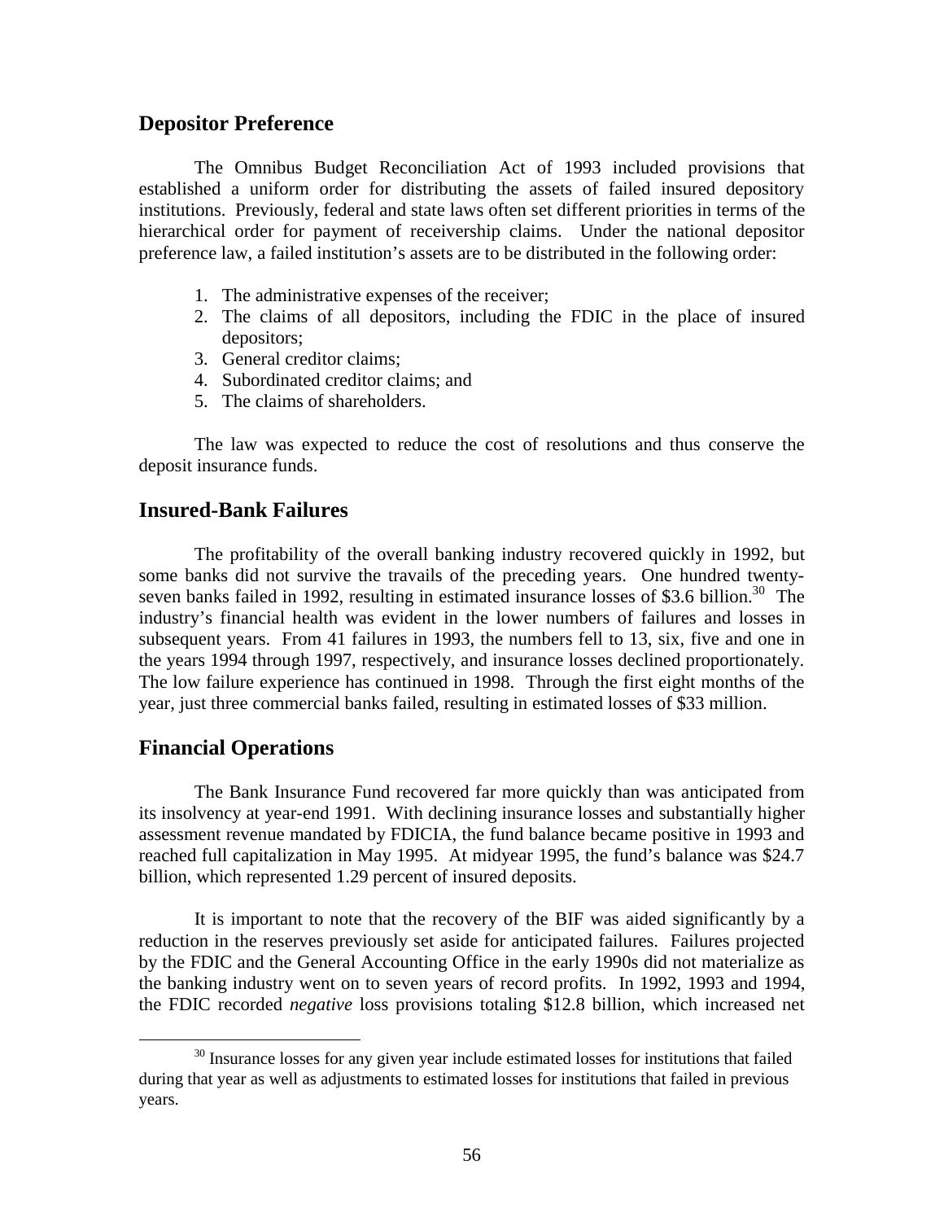## Depositor Preference

The Omnibus Budget Reconciliation Act of 1993 included provisions that established a uniform order for distributing the assets of failed insured depository institutions. Previously, federal and state laws often set different priorities in terms of the hierarchical order for payment of receivership claims. Under the national depositor preference law, a failed institution's assets are to be distributed in the following order:

1. The administrative expenses of the receiver;
2. The claims of all depositors, including the FDIC in the place of insured depositors;
3. General creditor claims;
4. Subordinated creditor claims; and
5. The claims of shareholders.

The law was expected to reduce the cost of resolutions and thus conserve the deposit insurance funds.

## Insured-Bank Failures

The profitability of the overall banking industry recovered quickly in 1992, but some banks did not survive the travails of the preceding years. One hundred twenty-seven banks failed in 1992, resulting in estimated insurance losses of \$3.6 billion.[30] The industry's financial health was evident in the lower numbers of failures and losses in subsequent years. From 41 failures in 1993, the numbers fell to 13, six, five and one in the years 1994 through 1997, respectively, and insurance losses declined proportionately. The low failure experience has continued in 1998. Through the first eight months of the year, just three commercial banks failed, resulting in estimated losses of \$33 million.

## Financial Operations

The Bank Insurance Fund recovered far more quickly than was anticipated from its insolvency at year-end 1991. With declining insurance losses and substantially higher assessment revenue mandated by FDICIA, the fund balance became positive in 1993 and reached full capitalization in May 1995. At midyear 1995, the fund's balance was \$24.7 billion, which represented 1.29 percent of insured deposits.

It is important to note that the recovery of the BIF was aided significantly by a reduction in the reserves previously set aside for anticipated failures. Failures projected by the FDIC and the General Accounting Office in the early 1990s did not materialize as the banking industry went on to seven years of record profits. In 1992, 1993 and 1994, the FDIC recorded *negative* loss provisions totaling \$12.8 billion, which increased net

[30] Insurance losses for any given year include estimated losses for institutions that failed during that year as well as adjustments to estimated losses for institutions that failed in previous years.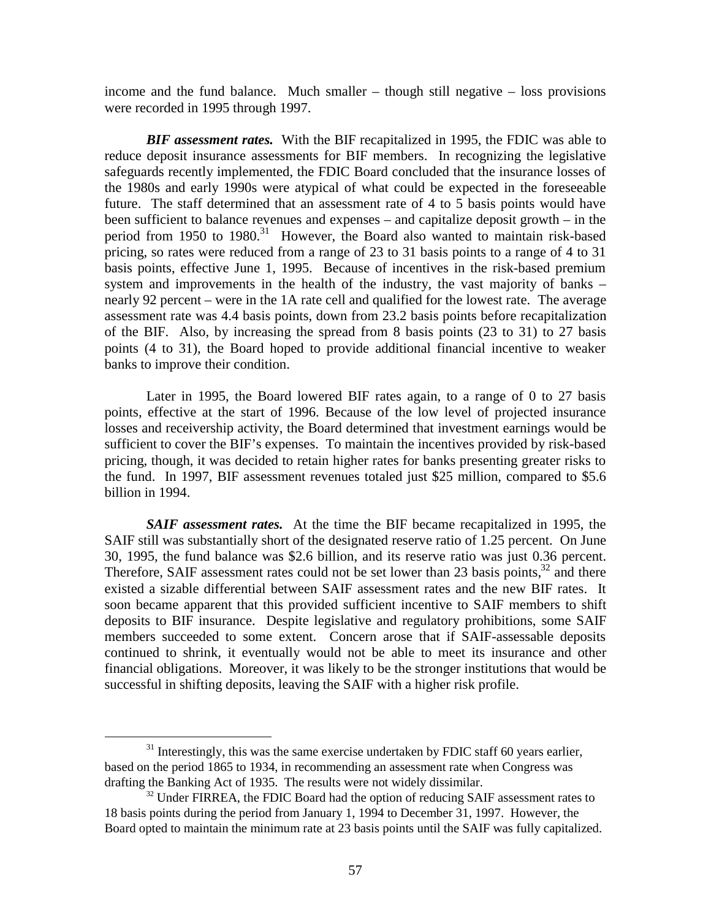income and the fund balance. Much smaller – though still negative – loss provisions were recorded in 1995 through 1997.

***BIF assessment rates.*** With the BIF recapitalized in 1995, the FDIC was able to reduce deposit insurance assessments for BIF members. In recognizing the legislative safeguards recently implemented, the FDIC Board concluded that the insurance losses of the 1980s and early 1990s were atypical of what could be expected in the foreseeable future. The staff determined that an assessment rate of 4 to 5 basis points would have been sufficient to balance revenues and expenses – and capitalize deposit growth – in the period from 1950 to 1980.[31] However, the Board also wanted to maintain risk-based pricing, so rates were reduced from a range of 23 to 31 basis points to a range of 4 to 31 basis points, effective June 1, 1995. Because of incentives in the risk-based premium system and improvements in the health of the industry, the vast majority of banks – nearly 92 percent – were in the 1A rate cell and qualified for the lowest rate. The average assessment rate was 4.4 basis points, down from 23.2 basis points before recapitalization of the BIF. Also, by increasing the spread from 8 basis points (23 to 31) to 27 basis points (4 to 31), the Board hoped to provide additional financial incentive to weaker banks to improve their condition.

Later in 1995, the Board lowered BIF rates again, to a range of 0 to 27 basis points, effective at the start of 1996. Because of the low level of projected insurance losses and receivership activity, the Board determined that investment earnings would be sufficient to cover the BIF's expenses. To maintain the incentives provided by risk-based pricing, though, it was decided to retain higher rates for banks presenting greater risks to the fund. In 1997, BIF assessment revenues totaled just $25 million, compared to $5.6 billion in 1994.

***SAIF assessment rates.*** At the time the BIF became recapitalized in 1995, the SAIF still was substantially short of the designated reserve ratio of 1.25 percent. On June 30, 1995, the fund balance was $2.6 billion, and its reserve ratio was just 0.36 percent. Therefore, SAIF assessment rates could not be set lower than 23 basis points,[32] and there existed a sizable differential between SAIF assessment rates and the new BIF rates. It soon became apparent that this provided sufficient incentive to SAIF members to shift deposits to BIF insurance. Despite legislative and regulatory prohibitions, some SAIF members succeeded to some extent. Concern arose that if SAIF-assessable deposits continued to shrink, it eventually would not be able to meet its insurance and other financial obligations. Moreover, it was likely to be the stronger institutions that would be successful in shifting deposits, leaving the SAIF with a higher risk profile.

---

[31] Interestingly, this was the same exercise undertaken by FDIC staff 60 years earlier, based on the period 1865 to 1934, in recommending an assessment rate when Congress was drafting the Banking Act of 1935. The results were not widely dissimilar.

[32] Under FIRREA, the FDIC Board had the option of reducing SAIF assessment rates to 18 basis points during the period from January 1, 1994 to December 31, 1997. However, the Board opted to maintain the minimum rate at 23 basis points until the SAIF was fully capitalized.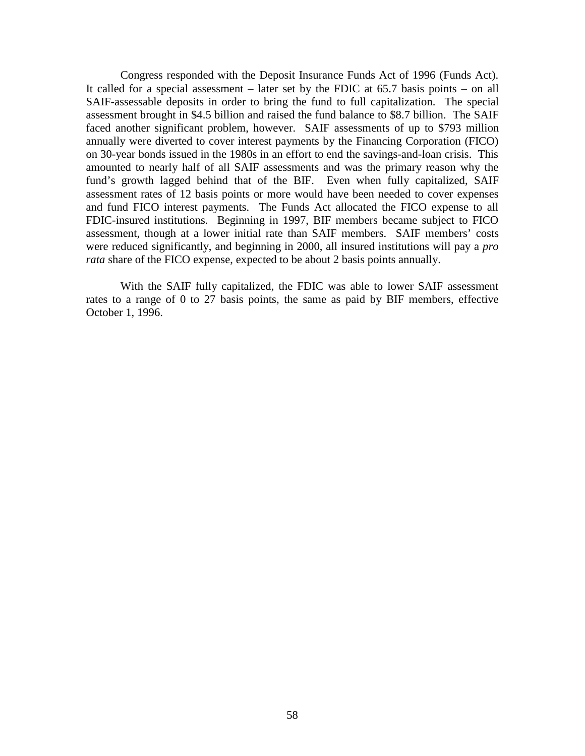Congress responded with the Deposit Insurance Funds Act of 1996 (Funds Act). It called for a special assessment – later set by the FDIC at 65.7 basis points – on all SAIF-assessable deposits in order to bring the fund to full capitalization. The special assessment brought in $4.5 billion and raised the fund balance to $8.7 billion. The SAIF faced another significant problem, however. SAIF assessments of up to $793 million annually were diverted to cover interest payments by the Financing Corporation (FICO) on 30-year bonds issued in the 1980s in an effort to end the savings-and-loan crisis. This amounted to nearly half of all SAIF assessments and was the primary reason why the fund's growth lagged behind that of the BIF. Even when fully capitalized, SAIF assessment rates of 12 basis points or more would have been needed to cover expenses and fund FICO interest payments. The Funds Act allocated the FICO expense to all FDIC-insured institutions. Beginning in 1997, BIF members became subject to FICO assessment, though at a lower initial rate than SAIF members. SAIF members' costs were reduced significantly, and beginning in 2000, all insured institutions will pay a *pro rata* share of the FICO expense, expected to be about 2 basis points annually.

With the SAIF fully capitalized, the FDIC was able to lower SAIF assessment rates to a range of 0 to 27 basis points, the same as paid by BIF members, effective October 1, 1996.